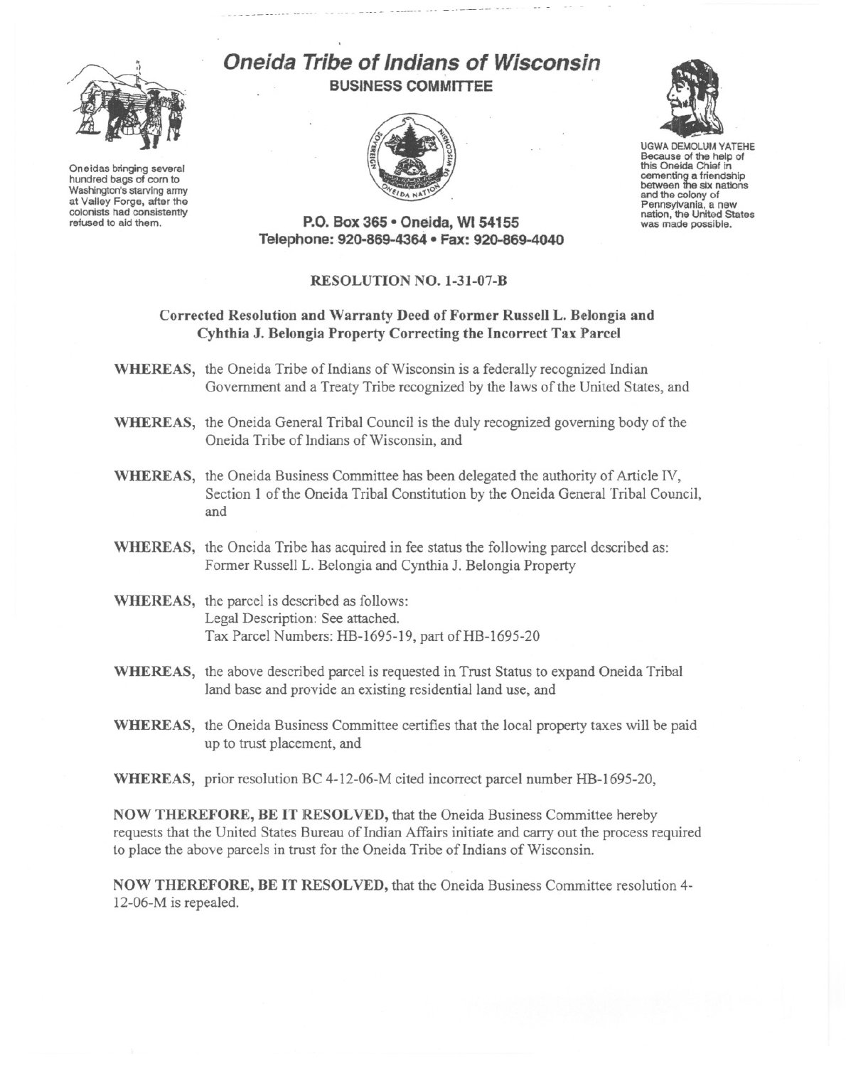Oneidas bringing several hundred bags of corn to Washington's starving army at Valley Forge, after the colonists had consistently refused to aid them.

# Oneida Tribe of Indians of Wisconsin

**BUSINESS COMMITTEE**

UGWA DEMOLUM YATEHE
Because of the help of this Oneida Chief in cementing a friendship between the six nations and the colony of Pennsylvania, a new nation, the United States was made possible.

**P.O. Box 365 • Oneida, WI 54155**
**Telephone: 920-869-4364 • Fax: 920-869-4040**

## RESOLUTION NO. 1-31-07-B

### Corrected Resolution and Warranty Deed of Former Russell L. Belongia and Cyhthia J. Belongia Property Correcting the Incorrect Tax Parcel

**WHEREAS,** the Oneida Tribe of Indians of Wisconsin is a federally recognized Indian Government and a Treaty Tribe recognized by the laws of the United States, and

**WHEREAS,** the Oneida General Tribal Council is the duly recognized governing body of the Oneida Tribe of Indians of Wisconsin, and

**WHEREAS,** the Oneida Business Committee has been delegated the authority of Article IV, Section 1 of the Oneida Tribal Constitution by the Oneida General Tribal Council, and

**WHEREAS,** the Oneida Tribe has acquired in fee status the following parcel described as: Former Russell L. Belongia and Cynthia J. Belongia Property

**WHEREAS,** the parcel is described as follows:
Legal Description: See attached.
Tax Parcel Numbers: HB-1695-19, part of HB-1695-20

**WHEREAS,** the above described parcel is requested in Trust Status to expand Oneida Tribal land base and provide an existing residential land use, and

**WHEREAS,** the Oneida Business Committee certifies that the local property taxes will be paid up to trust placement, and

**WHEREAS,** prior resolution BC 4-12-06-M cited incorrect parcel number HB-1695-20,

**NOW THEREFORE, BE IT RESOLVED,** that the Oneida Business Committee hereby requests that the United States Bureau of Indian Affairs initiate and carry out the process required to place the above parcels in trust for the Oneida Tribe of Indians of Wisconsin.

**NOW THEREFORE, BE IT RESOLVED,** that the Oneida Business Committee resolution 4-12-06-M is repealed.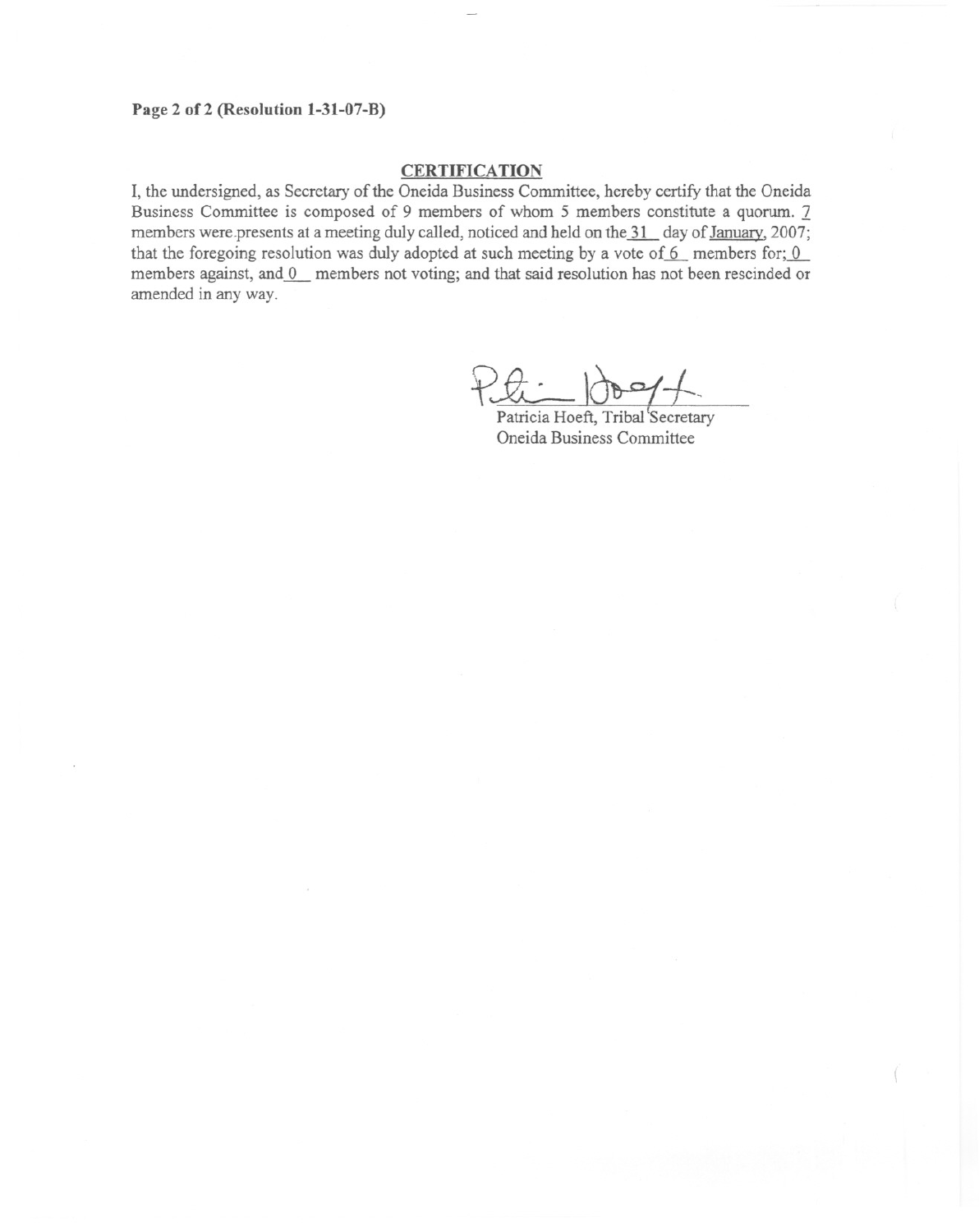**Page 2 of 2 (Resolution 1-31-07-B)**

## CERTIFICATION

I, the undersigned, as Secretary of the Oneida Business Committee, hereby certify that the Oneida Business Committee is composed of 9 members of whom 5 members constitute a quorum. 7 members were presents at a meeting duly called, noticed and held on the 31 day of January, 2007; that the foregoing resolution was duly adopted at such meeting by a vote of 6 members for; 0 members against, and 0 members not voting; and that said resolution has not been rescinded or amended in any way.

Patricia Hoeft, Tribal Secretary
Oneida Business Committee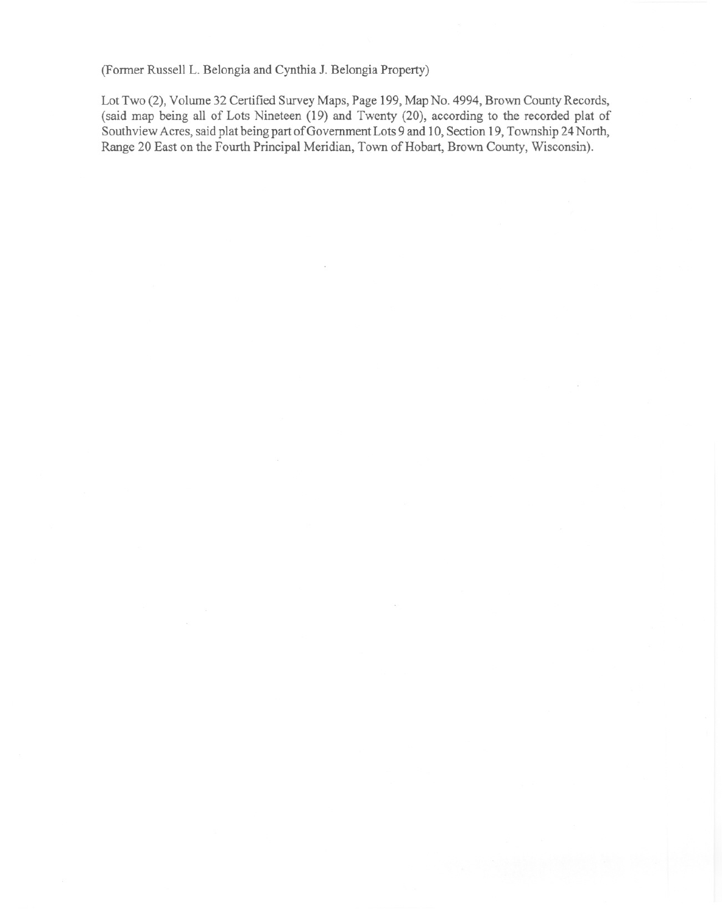(Former Russell L. Belongia and Cynthia J. Belongia Property)

Lot Two (2), Volume 32 Certified Survey Maps, Page 199, Map No. 4994, Brown County Records, (said map being all of Lots Nineteen (19) and Twenty (20), according to the recorded plat of Southview Acres, said plat being part of Government Lots 9 and 10, Section 19, Township 24 North, Range 20 East on the Fourth Principal Meridian, Town of Hobart, Brown County, Wisconsin).